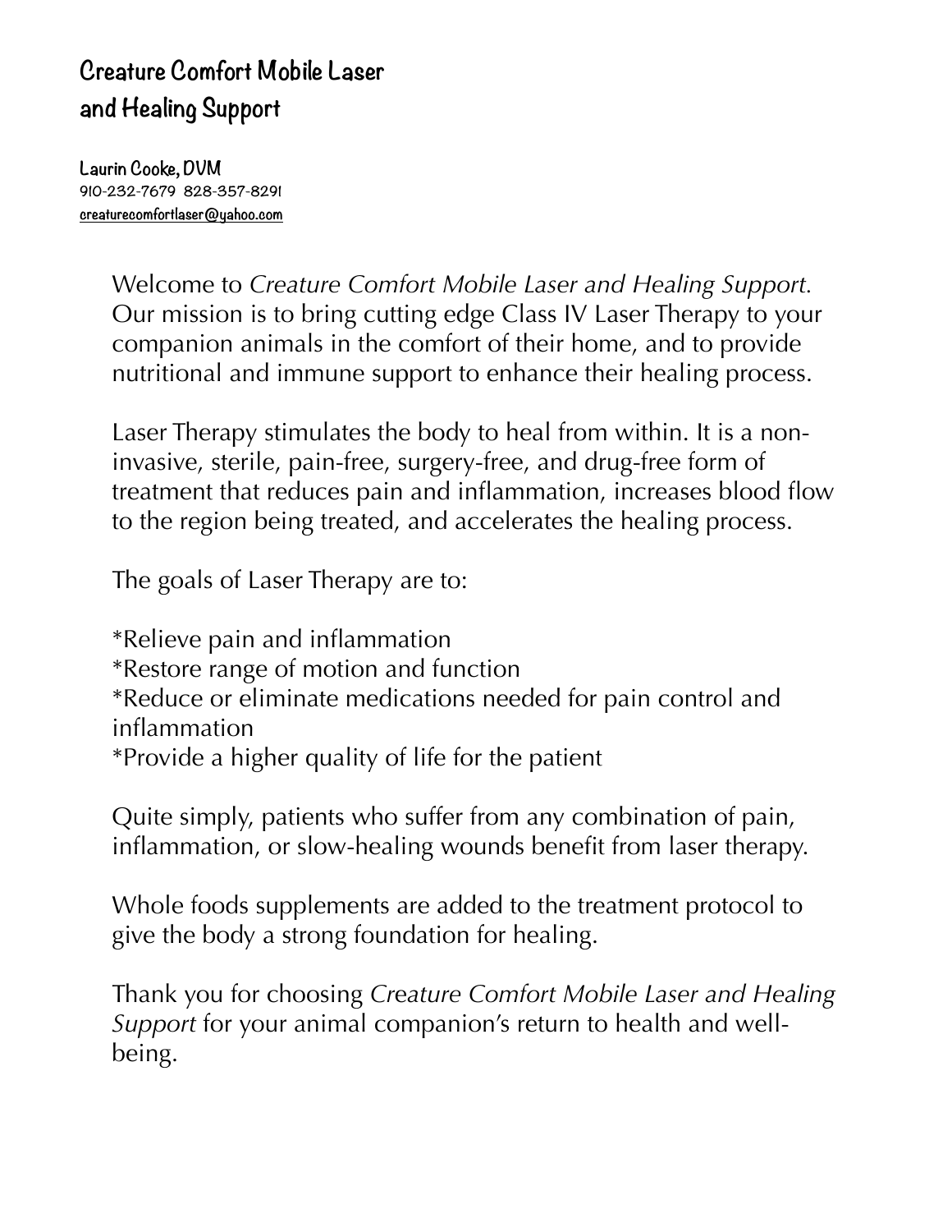# Creature Comfort Mobile Laser and Healing Support

**Laurin Cooke, DVM**
910-232-7679 828-357-8291
creaturecomfortlaser@yahoo.com

Welcome to *Creature Comfort Mobile Laser and Healing Support*. Our mission is to bring cutting edge Class IV Laser Therapy to your companion animals in the comfort of their home, and to provide nutritional and immune support to enhance their healing process.

Laser Therapy stimulates the body to heal from within. It is a non-invasive, sterile, pain-free, surgery-free, and drug-free form of treatment that reduces pain and inflammation, increases blood flow to the region being treated, and accelerates the healing process.

The goals of Laser Therapy are to:

*Relieve pain and inflammation
*Restore range of motion and function
*Reduce or eliminate medications needed for pain control and inflammation
*Provide a higher quality of life for the patient

Quite simply, patients who suffer from any combination of pain, inflammation, or slow-healing wounds benefit from laser therapy.

Whole foods supplements are added to the treatment protocol to give the body a strong foundation for healing.

Thank you for choosing *Creature Comfort Mobile Laser and Healing Support* for your animal companion's return to health and well-being.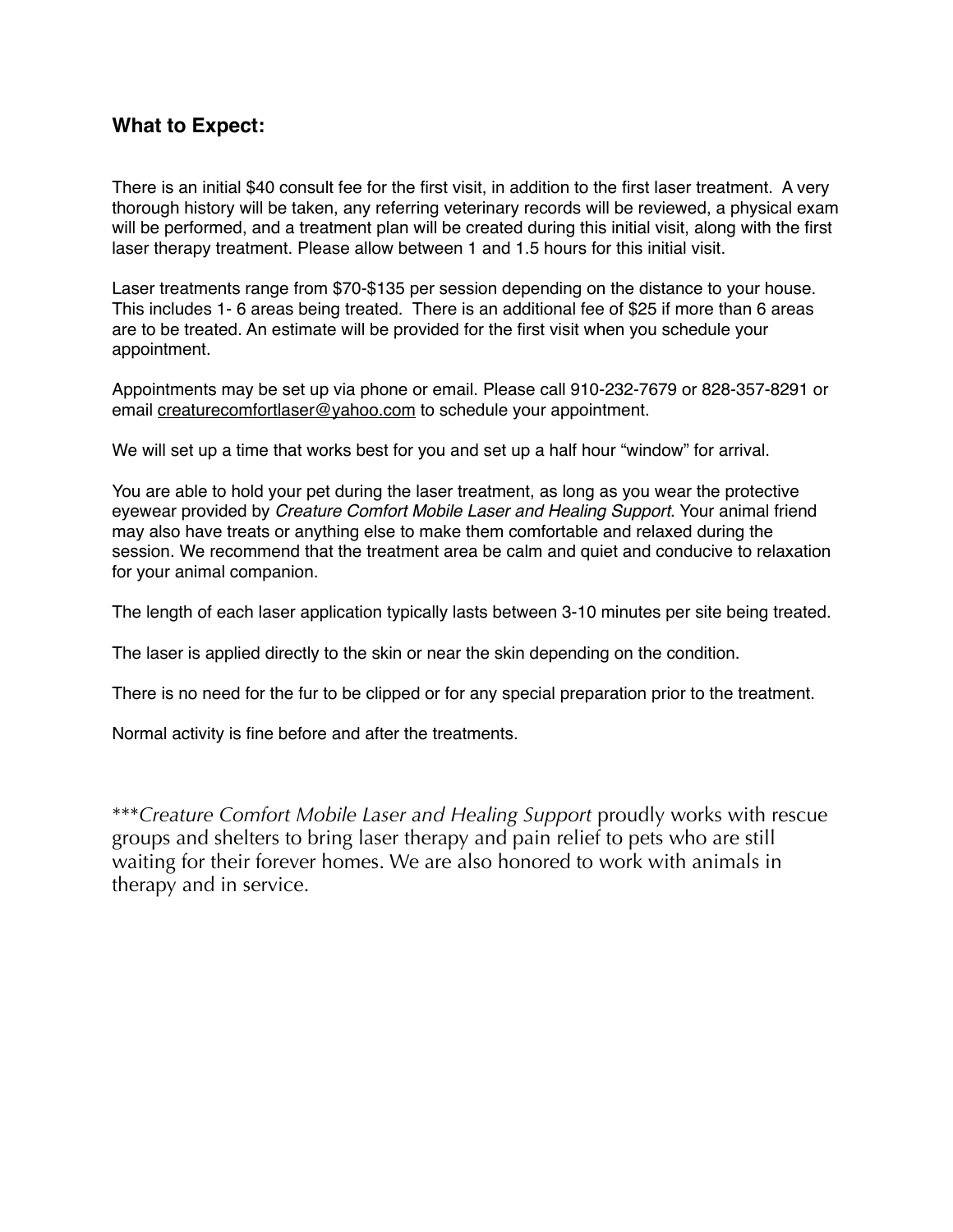## What to Expect:

There is an initial $40 consult fee for the first visit, in addition to the first laser treatment. A very thorough history will be taken, any referring veterinary records will be reviewed, a physical exam will be performed, and a treatment plan will be created during this initial visit, along with the first laser therapy treatment. Please allow between 1 and 1.5 hours for this initial visit.

Laser treatments range from $70-$135 per session depending on the distance to your house. This includes 1- 6 areas being treated. There is an additional fee of $25 if more than 6 areas are to be treated. An estimate will be provided for the first visit when you schedule your appointment.

Appointments may be set up via phone or email. Please call 910-232-7679 or 828-357-8291 or email creaturecomfortlaser@yahoo.com to schedule your appointment.

We will set up a time that works best for you and set up a half hour “window” for arrival.

You are able to hold your pet during the laser treatment, as long as you wear the protective eyewear provided by *Creature Comfort Mobile Laser and Healing Support*. Your animal friend may also have treats or anything else to make them comfortable and relaxed during the session. We recommend that the treatment area be calm and quiet and conducive to relaxation for your animal companion.

The length of each laser application typically lasts between 3-10 minutes per site being treated.

The laser is applied directly to the skin or near the skin depending on the condition.

There is no need for the fur to be clipped or for any special preparation prior to the treatment.

Normal activity is fine before and after the treatments.

***\**Creature Comfort Mobile Laser and Healing Support** proudly works with rescue groups and shelters to bring laser therapy and pain relief to pets who are still waiting for their forever homes. We are also honored to work with animals in therapy and in service.